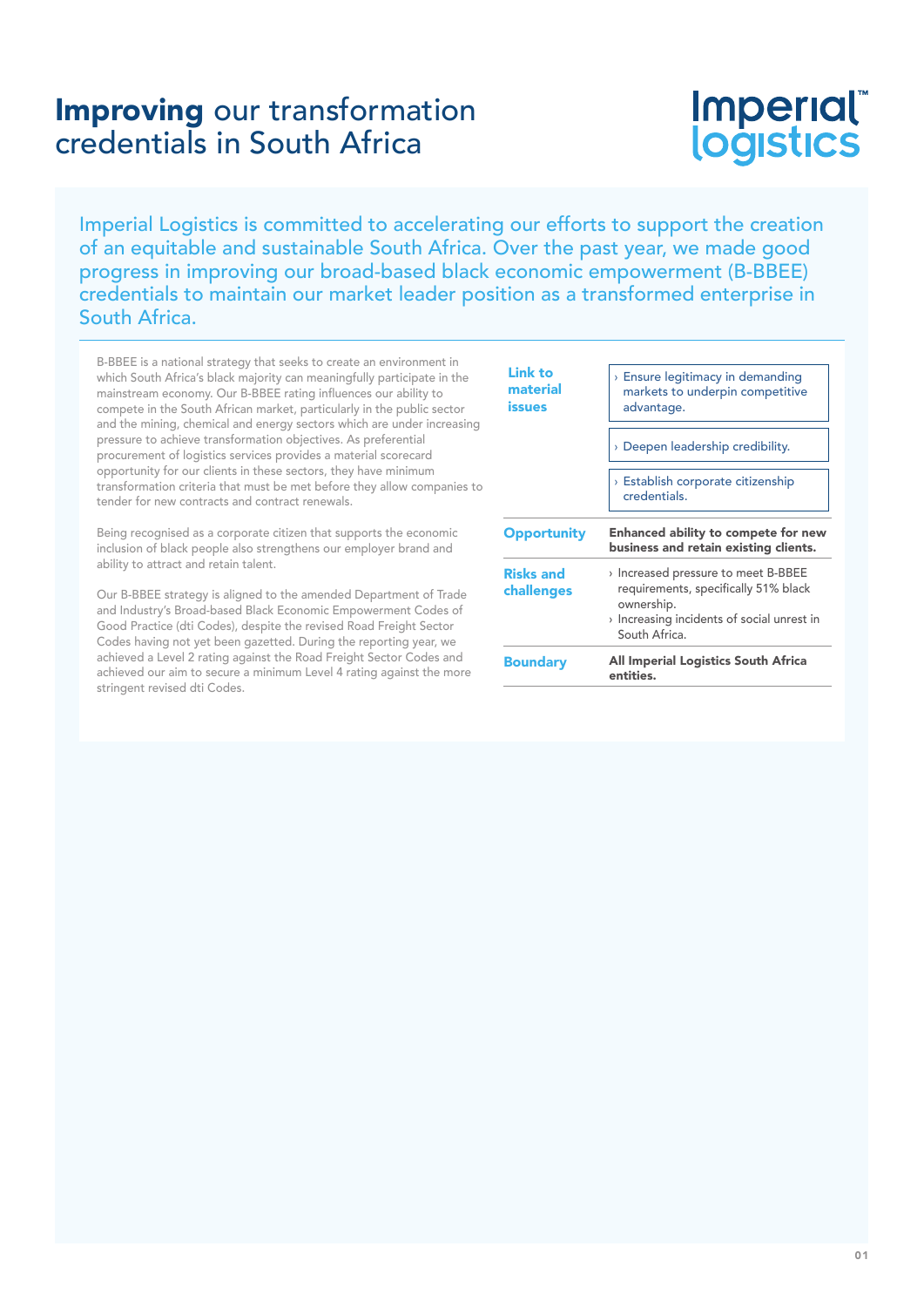# **Improving** our transformation credentials in South Africa

Imperial Logistics is committed to accelerating our efforts to support the creation of an equitable and sustainable South Africa. Over the past year, we made good progress in improving our broad-based black economic empowerment (B-BBEE) credentials to maintain our market leader position as a transformed enterprise in South Africa.

B-BBEE is a national strategy that seeks to create an environment in which South Africa's black majority can meaningfully participate in the mainstream economy. Our B-BBEE rating influences our ability to compete in the South African market, particularly in the public sector and the mining, chemical and energy sectors which are under increasing pressure to achieve transformation objectives. As preferential procurement of logistics services provides a material scorecard opportunity for our clients in these sectors, they have minimum transformation criteria that must be met before they allow companies to tender for new contracts and contract renewals.

Being recognised as a corporate citizen that supports the economic inclusion of black people also strengthens our employer brand and ability to attract and retain talent.

Our B-BBEE strategy is aligned to the amended Department of Trade and Industry's Broad-based Black Economic Empowerment Codes of Good Practice (dti Codes), despite the revised Road Freight Sector Codes having not yet been gazetted. During the reporting year, we achieved a Level 2 rating against the Road Freight Sector Codes and achieved our aim to secure a minimum Level 4 rating against the more stringent revised dti Codes.

| | |
|---|---|
| **Link to material issues** | › Ensure legitimacy in demanding markets to underpin competitive advantage.<br>› Deepen leadership credibility.<br>› Establish corporate citizenship credentials. |
| **Opportunity** | **Enhanced ability to compete for new business and retain existing clients.** |
| **Risks and challenges** | › Increased pressure to meet B-BBEE requirements, specifically 51% black ownership.<br>› Increasing incidents of social unrest in South Africa. |
| **Boundary** | **All Imperial Logistics South Africa entities.** |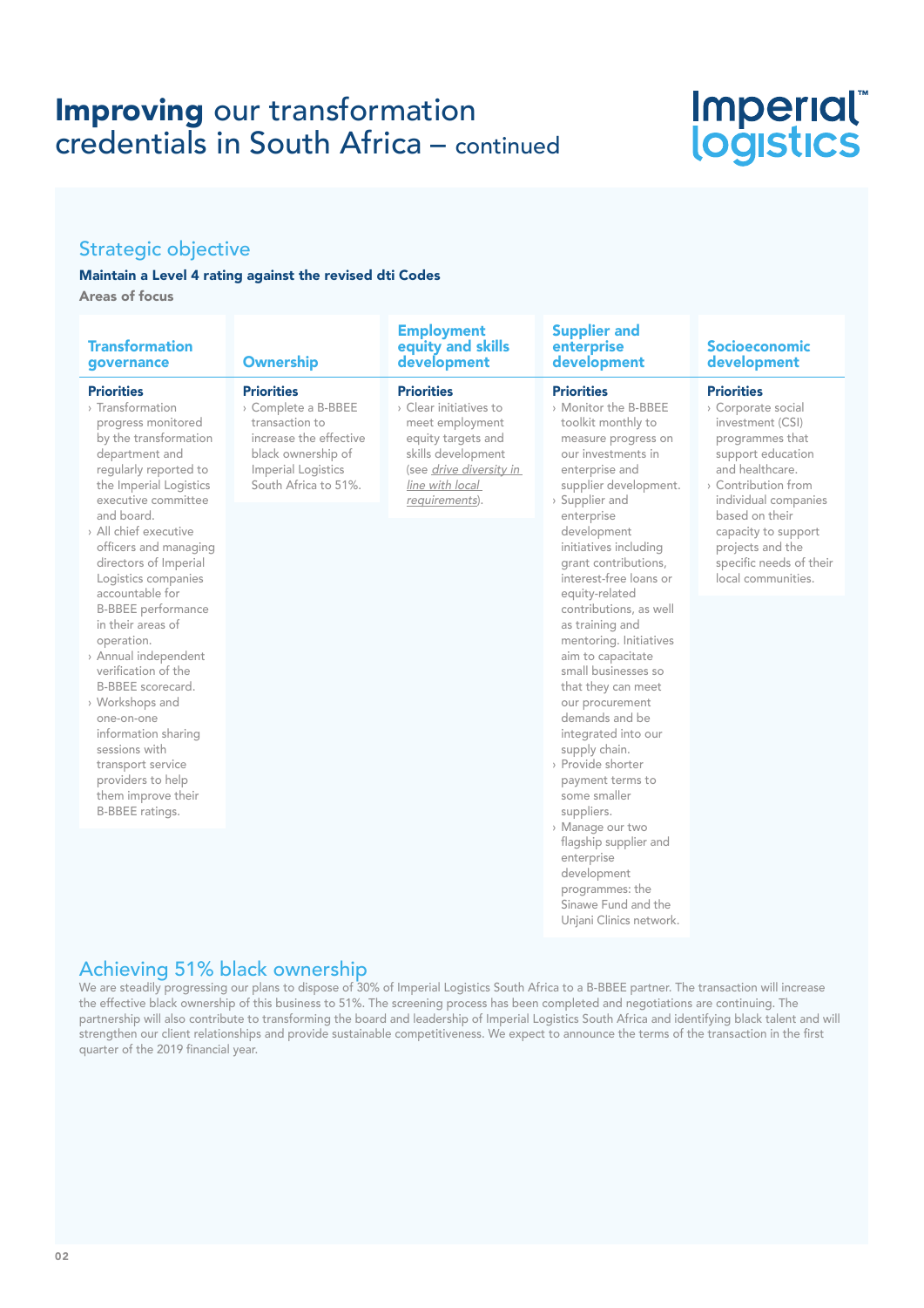# **Improving** our transformation credentials in South Africa – continued

Imperial logistics

## Strategic objective

**Maintain a Level 4 rating against the revised dti Codes**

**Areas of focus**

### Transformation governance

**Priorities**

- Transformation progress monitored by the transformation department and regularly reported to the Imperial Logistics executive committee and board.
- All chief executive officers and managing directors of Imperial Logistics companies accountable for B-BBEE performance in their areas of operation.
- Annual independent verification of the B-BBEE scorecard.
- Workshops and one-on-one information sharing sessions with transport service providers to help them improve their B-BBEE ratings.

### Ownership

**Priorities**

- Complete a B-BBEE transaction to increase the effective black ownership of Imperial Logistics South Africa to 51%.

### Employment equity and skills development

**Priorities**

- Clear initiatives to meet employment equity targets and skills development (see *drive diversity in line with local requirements*).

### Supplier and enterprise development

**Priorities**

- Monitor the B-BBEE toolkit monthly to measure progress on our investments in enterprise and supplier development.
- Supplier and enterprise development initiatives including grant contributions, interest-free loans or equity-related contributions, as well as training and mentoring. Initiatives aim to capacitate small businesses so that they can meet our procurement demands and be integrated into our supply chain.
- Provide shorter payment terms to some smaller suppliers.
- Manage our two flagship supplier and enterprise development programmes: the Sinawe Fund and the Unjani Clinics network.

### Socioeconomic development

**Priorities**

- Corporate social investment (CSI) programmes that support education and healthcare.
- Contribution from individual companies based on their capacity to support projects and the specific needs of their local communities.

## Achieving 51% black ownership

We are steadily progressing our plans to dispose of 30% of Imperial Logistics South Africa to a B-BBEE partner. The transaction will increase the effective black ownership of this business to 51%. The screening process has been completed and negotiations are continuing. The partnership will also contribute to transforming the board and leadership of Imperial Logistics South Africa and identifying black talent and will strengthen our client relationships and provide sustainable competitiveness. We expect to announce the terms of the transaction in the first quarter of the 2019 financial year.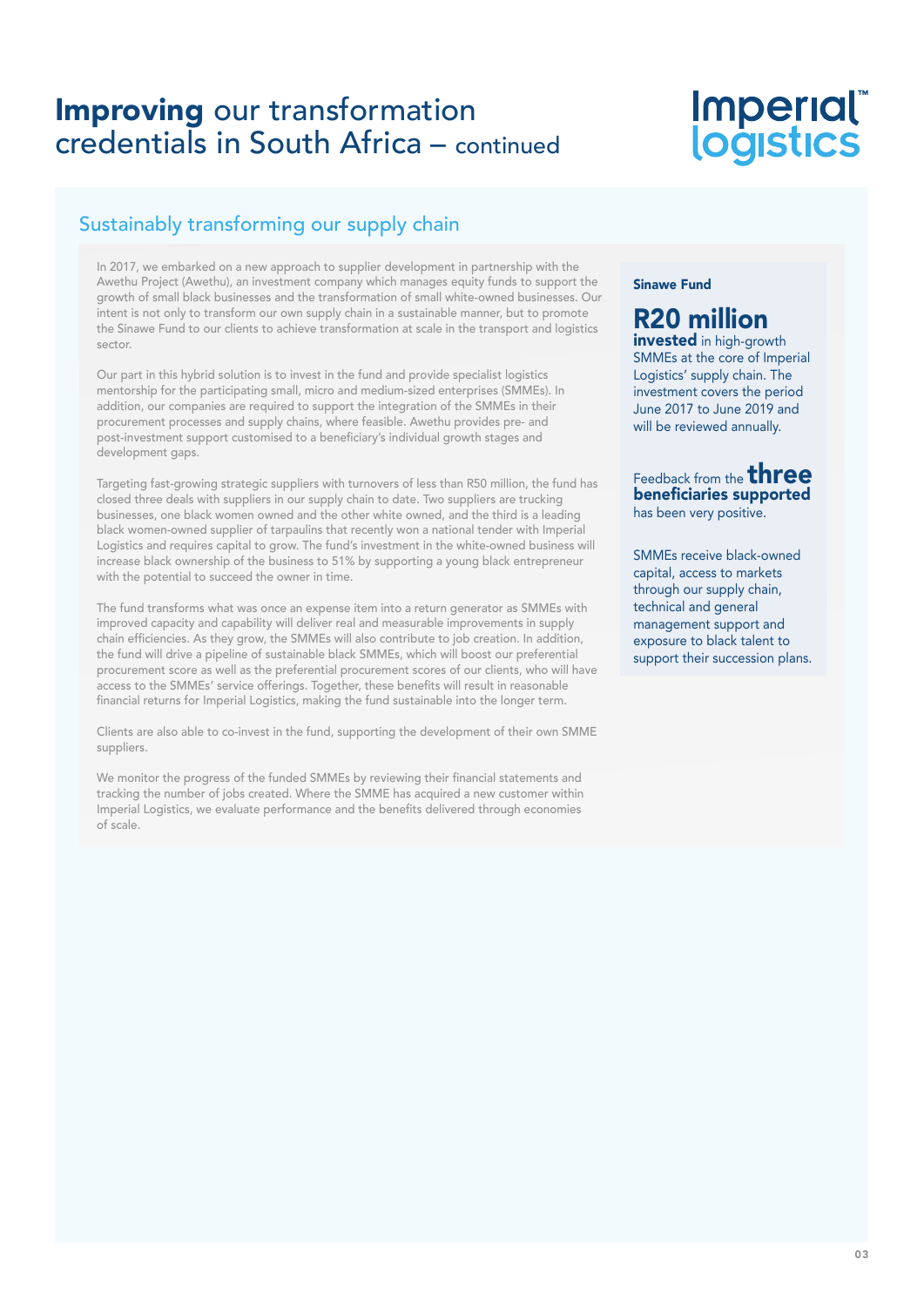# **Improving** our transformation credentials in South Africa – continued

## Sustainably transforming our supply chain

In 2017, we embarked on a new approach to supplier development in partnership with the Awethu Project (Awethu), an investment company which manages equity funds to support the growth of small black businesses and the transformation of small white-owned businesses. Our intent is not only to transform our own supply chain in a sustainable manner, but to promote the Sinawe Fund to our clients to achieve transformation at scale in the transport and logistics sector.

Our part in this hybrid solution is to invest in the fund and provide specialist logistics mentorship for the participating small, micro and medium-sized enterprises (SMMEs). In addition, our companies are required to support the integration of the SMMEs in their procurement processes and supply chains, where feasible. Awethu provides pre- and post-investment support customised to a beneficiary's individual growth stages and development gaps.

Targeting fast-growing strategic suppliers with turnovers of less than R50 million, the fund has closed three deals with suppliers in our supply chain to date. Two suppliers are trucking businesses, one black women owned and the other white owned, and the third is a leading black women-owned supplier of tarpaulins that recently won a national tender with Imperial Logistics and requires capital to grow. The fund's investment in the white-owned business will increase black ownership of the business to 51% by supporting a young black entrepreneur with the potential to succeed the owner in time.

The fund transforms what was once an expense item into a return generator as SMMEs with improved capacity and capability will deliver real and measurable improvements in supply chain efficiencies. As they grow, the SMMEs will also contribute to job creation. In addition, the fund will drive a pipeline of sustainable black SMMEs, which will boost our preferential procurement score as well as the preferential procurement scores of our clients, who will have access to the SMMEs' service offerings. Together, these benefits will result in reasonable financial returns for Imperial Logistics, making the fund sustainable into the longer term.

Clients are also able to co-invest in the fund, supporting the development of their own SMME suppliers.

We monitor the progress of the funded SMMEs by reviewing their financial statements and tracking the number of jobs created. Where the SMME has acquired a new customer within Imperial Logistics, we evaluate performance and the benefits delivered through economies of scale.

**Sinawe Fund**

**R20 million invested** in high-growth SMMEs at the core of Imperial Logistics' supply chain. The investment covers the period June 2017 to June 2019 and will be reviewed annually.

Feedback from the **three beneficiaries supported** has been very positive.

SMMEs receive black-owned capital, access to markets through our supply chain, technical and general management support and exposure to black talent to support their succession plans.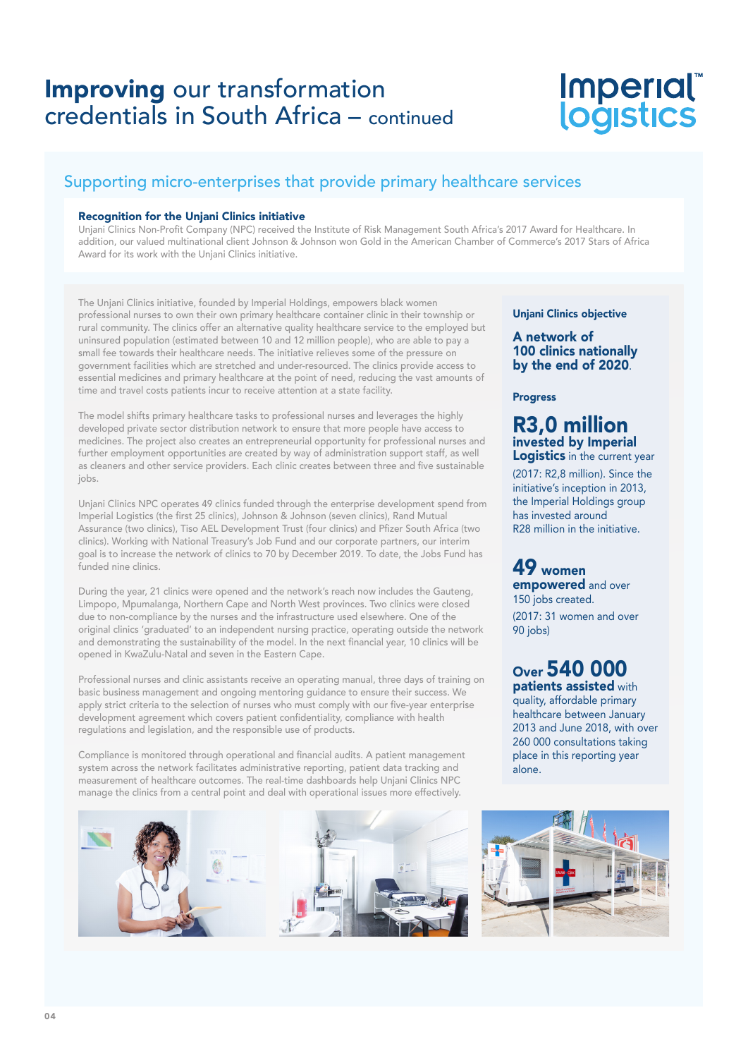# **Improving** our transformation credentials in South Africa – continued

## Supporting micro-enterprises that provide primary healthcare services

**Recognition for the Unjani Clinics initiative**

Unjani Clinics Non-Profit Company (NPC) received the Institute of Risk Management South Africa's 2017 Award for Healthcare. In addition, our valued multinational client Johnson & Johnson won Gold in the American Chamber of Commerce's 2017 Stars of Africa Award for its work with the Unjani Clinics initiative.

The Unjani Clinics initiative, founded by Imperial Holdings, empowers black women professional nurses to own their own primary healthcare container clinic in their township or rural community. The clinics offer an alternative quality healthcare service to the employed but uninsured population (estimated between 10 and 12 million people), who are able to pay a small fee towards their healthcare needs. The initiative relieves some of the pressure on government facilities which are stretched and under-resourced. The clinics provide access to essential medicines and primary healthcare at the point of need, reducing the vast amounts of time and travel costs patients incur to receive attention at a state facility.

The model shifts primary healthcare tasks to professional nurses and leverages the highly developed private sector distribution network to ensure that more people have access to medicines. The project also creates an entrepreneurial opportunity for professional nurses and further employment opportunities are created by way of administration support staff, as well as cleaners and other service providers. Each clinic creates between three and five sustainable jobs.

Unjani Clinics NPC operates 49 clinics funded through the enterprise development spend from Imperial Logistics (the first 25 clinics), Johnson & Johnson (seven clinics), Rand Mutual Assurance (two clinics), Tiso AEL Development Trust (four clinics) and Pfizer South Africa (two clinics). Working with National Treasury's Job Fund and our corporate partners, our interim goal is to increase the network of clinics to 70 by December 2019. To date, the Jobs Fund has funded nine clinics.

During the year, 21 clinics were opened and the network's reach now includes the Gauteng, Limpopo, Mpumalanga, Northern Cape and North West provinces. Two clinics were closed due to non-compliance by the nurses and the infrastructure used elsewhere. One of the original clinics 'graduated' to an independent nursing practice, operating outside the network and demonstrating the sustainability of the model. In the next financial year, 10 clinics will be opened in KwaZulu-Natal and seven in the Eastern Cape.

Professional nurses and clinic assistants receive an operating manual, three days of training on basic business management and ongoing mentoring guidance to ensure their success. We apply strict criteria to the selection of nurses who must comply with our five-year enterprise development agreement which covers patient confidentiality, compliance with health regulations and legislation, and the responsible use of products.

Compliance is monitored through operational and financial audits. A patient management system across the network facilitates administrative reporting, patient data tracking and measurement of healthcare outcomes. The real-time dashboards help Unjani Clinics NPC manage the clinics from a central point and deal with operational issues more effectively.

**Unjani Clinics objective**

**A network of 100 clinics nationally by the end of 2020.**

**Progress**

**R3,0 million invested by Imperial Logistics** in the current year (2017: R2,8 million). Since the initiative's inception in 2013, the Imperial Holdings group has invested around R28 million in the initiative.

**49 women empowered** and over 150 jobs created.

(2017: 31 women and over 90 jobs)

**Over 540 000 patients assisted** with quality, affordable primary healthcare between January 2013 and June 2018, with over 260 000 consultations taking place in this reporting year alone.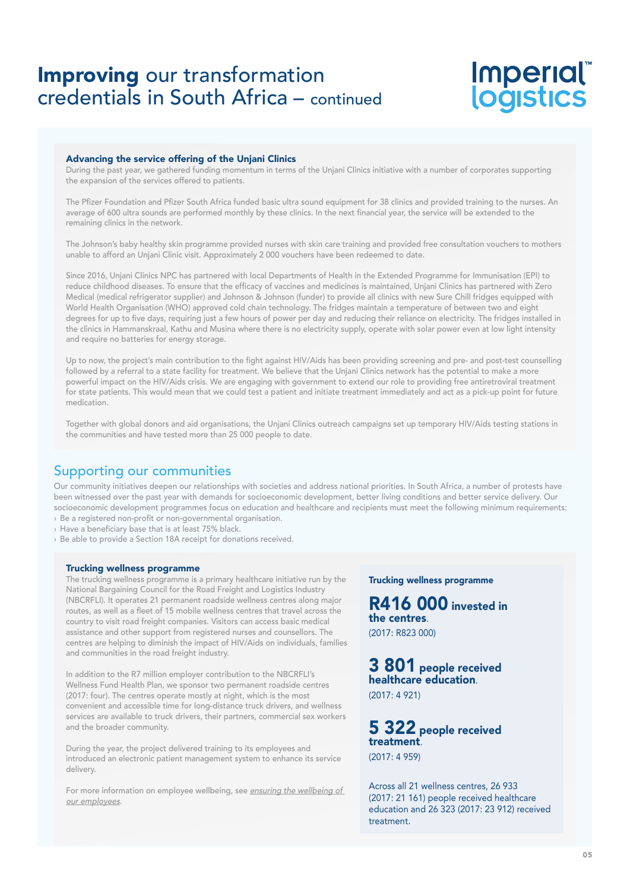# **Improving** our transformation credentials in South Africa – continued

### Advancing the service offering of the Unjani Clinics

During the past year, we gathered funding momentum in terms of the Unjani Clinics initiative with a number of corporates supporting the expansion of the services offered to patients.

The Pfizer Foundation and Pfizer South Africa funded basic ultra sound equipment for 38 clinics and provided training to the nurses. An average of 600 ultra sounds are performed monthly by these clinics. In the next financial year, the service will be extended to the remaining clinics in the network.

The Johnson's baby healthy skin programme provided nurses with skin care training and provided free consultation vouchers to mothers unable to afford an Unjani Clinic visit. Approximately 2 000 vouchers have been redeemed to date.

Since 2016, Unjani Clinics NPC has partnered with local Departments of Health in the Extended Programme for Immunisation (EPI) to reduce childhood diseases. To ensure that the efficacy of vaccines and medicines is maintained, Unjani Clinics has partnered with Zero Medical (medical refrigerator supplier) and Johnson & Johnson (funder) to provide all clinics with new Sure Chill fridges equipped with World Health Organisation (WHO) approved cold chain technology. The fridges maintain a temperature of between two and eight degrees for up to five days, requiring just a few hours of power per day and reducing their reliance on electricity. The fridges installed in the clinics in Hammanskraal, Kathu and Musina where there is no electricity supply, operate with solar power even at low light intensity and require no batteries for energy storage.

Up to now, the project's main contribution to the fight against HIV/Aids has been providing screening and pre- and post-test counselling followed by a referral to a state facility for treatment. We believe that the Unjani Clinics network has the potential to make a more powerful impact on the HIV/Aids crisis. We are engaging with government to extend our role to providing free antiretroviral treatment for state patients. This would mean that we could test a patient and initiate treatment immediately and act as a pick-up point for future medication.

Together with global donors and aid organisations, the Unjani Clinics outreach campaigns set up temporary HIV/Aids testing stations in the communities and have tested more than 25 000 people to date.

## Supporting our communities

Our community initiatives deepen our relationships with societies and address national priorities. In South Africa, a number of protests have been witnessed over the past year with demands for socioeconomic development, better living conditions and better service delivery. Our socioeconomic development programmes focus on education and healthcare and recipients must meet the following minimum requirements:

- Be a registered non-profit or non-governmental organisation.
- Have a beneficiary base that is at least 75% black.
- Be able to provide a Section 18A receipt for donations received.

### Trucking wellness programme

The trucking wellness programme is a primary healthcare initiative run by the National Bargaining Council for the Road Freight and Logistics Industry (NBCRFLI). It operates 21 permanent roadside wellness centres along major routes, as well as a fleet of 15 mobile wellness centres that travel across the country to visit road freight companies. Visitors can access basic medical assistance and other support from registered nurses and counsellors. The centres are helping to diminish the impact of HIV/Aids on individuals, families and communities in the road freight industry.

In addition to the R7 million employer contribution to the NBCRFLI's Wellness Fund Health Plan, we sponsor two permanent roadside centres (2017: four). The centres operate mostly at night, which is the most convenient and accessible time for long-distance truck drivers, and wellness services are available to truck drivers, their partners, commercial sex workers and the broader community.

During the year, the project delivered training to its employees and introduced an electronic patient management system to enhance its service delivery.

For more information on employee wellbeing, see *ensuring the wellbeing of our employees*.

**Trucking wellness programme**

**R416 000 invested in the centres**.
(2017: R823 000)

**3 801 people received healthcare education**.
(2017: 4 921)

**5 322 people received treatment**.
(2017: 4 959)

Across all 21 wellness centres, 26 933 (2017: 21 161) people received healthcare education and 26 323 (2017: 23 912) received treatment.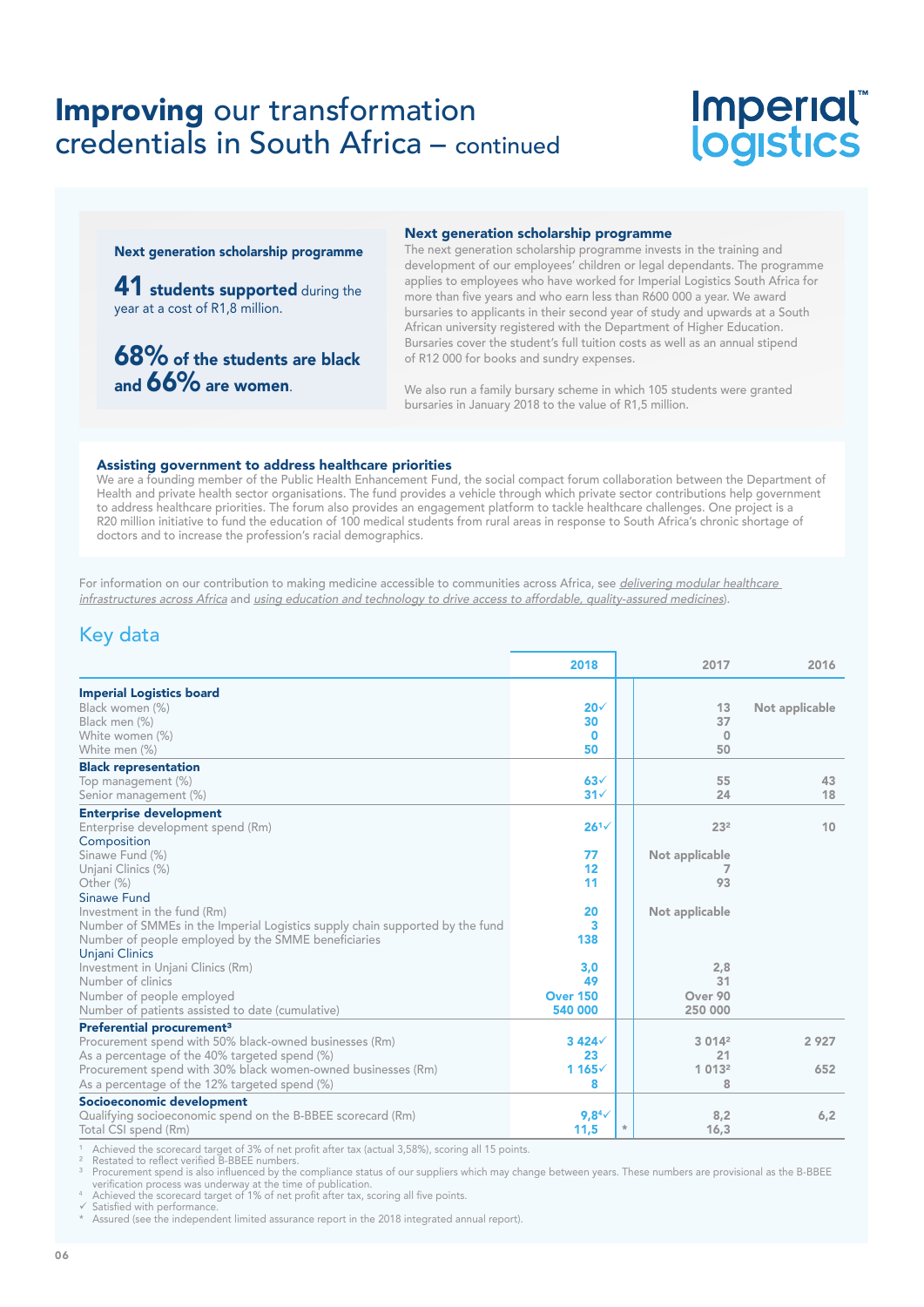# **Improving** our transformation credentials in South Africa – continued

Imperial logistics

**Next generation scholarship programme**

**41 students supported** during the year at a cost of R1,8 million.

**68% of the students are black and 66% are women**.

### Next generation scholarship programme

The next generation scholarship programme invests in the training and development of our employees' children or legal dependants. The programme applies to employees who have worked for Imperial Logistics South Africa for more than five years and who earn less than R600 000 a year. We award bursaries to applicants in their second year of study and upwards at a South African university registered with the Department of Higher Education. Bursaries cover the student's full tuition costs as well as an annual stipend of R12 000 for books and sundry expenses.

We also run a family bursary scheme in which 105 students were granted bursaries in January 2018 to the value of R1,5 million.

### Assisting government to address healthcare priorities

We are a founding member of the Public Health Enhancement Fund, the social compact forum collaboration between the Department of Health and private health sector organisations. The fund provides a vehicle through which private sector contributions help government to address healthcare priorities. The forum also provides an engagement platform to tackle healthcare challenges. One project is a R20 million initiative to fund the education of 100 medical students from rural areas in response to South Africa's chronic shortage of doctors and to increase the profession's racial demographics.

For information on our contribution to making medicine accessible to communities across Africa, see _delivering modular healthcare infrastructures across Africa_ and _using education and technology to drive access to affordable, quality-assured medicines_).

## Key data

| | 2018 | | 2017 | 2016 |
|---|---|---|---|---|
| **Imperial Logistics board** | | | | |
| Black women (%) | 20✓ | | 13 | Not applicable |
| Black men (%) | 30 | | 37 | |
| White women (%) | 0 | | 0 | |
| White men (%) | 50 | | 50 | |
| **Black representation** | | | | |
| Top management (%) | 63✓ | | 55 | 43 |
| Senior management (%) | 31✓ | | 24 | 18 |
| **Enterprise development** | | | | |
| Enterprise development spend (Rm) | 26[1]✓ | | 23[2] | 10 |
| Composition | | | | |
| Sinawe Fund (%) | 77 | | Not applicable | |
| Unjani Clinics (%) | 12 | | 7 | |
| Other (%) | 11 | | 93 | |
| Sinawe Fund | | | | |
| Investment in the fund (Rm) | 20 | | Not applicable | |
| Number of SMMEs in the Imperial Logistics supply chain supported by the fund | 3 | | | |
| Number of people employed by the SMME beneficiaries | 138 | | | |
| Unjani Clinics | | | | |
| Investment in Unjani Clinics (Rm) | 3,0 | | 2,8 | |
| Number of clinics | 49 | | 31 | |
| Number of people employed | Over 150 | | Over 90 | |
| Number of patients assisted to date (cumulative) | 540 000 | | 250 000 | |
| **Preferential procurement[3]** | | | | |
| Procurement spend with 50% black-owned businesses (Rm) | 3 424✓ | | 3 014[2] | 2 927 |
| As a percentage of the 40% targeted spend (%) | 23 | | 21 | |
| Procurement spend with 30% black women-owned businesses (Rm) | 1 165✓ | | 1 013[2] | 652 |
| As a percentage of the 12% targeted spend (%) | 8 | | 8 | |
| **Socioeconomic development** | | | | |
| Qualifying socioeconomic spend on the B-BBEE scorecard (Rm) | 9,8[4]✓ | | 8,2 | 6,2 |
| Total CSI spend (Rm) | 11,5 | * | 16,3 | |

[1] Achieved the scorecard target of 3% of net profit after tax (actual 3,58%), scoring all 15 points.
[2] Restated to reflect verified B-BBEE numbers.
[3] Procurement spend is also influenced by the compliance status of our suppliers which may change between years. These numbers are provisional as the B-BBEE verification process was underway at the time of publication.
[4] Achieved the scorecard target of 1% of net profit after tax, scoring all five points.
✓ Satisfied with performance.
\* Assured (see the independent limited assurance report in the 2018 integrated annual report).